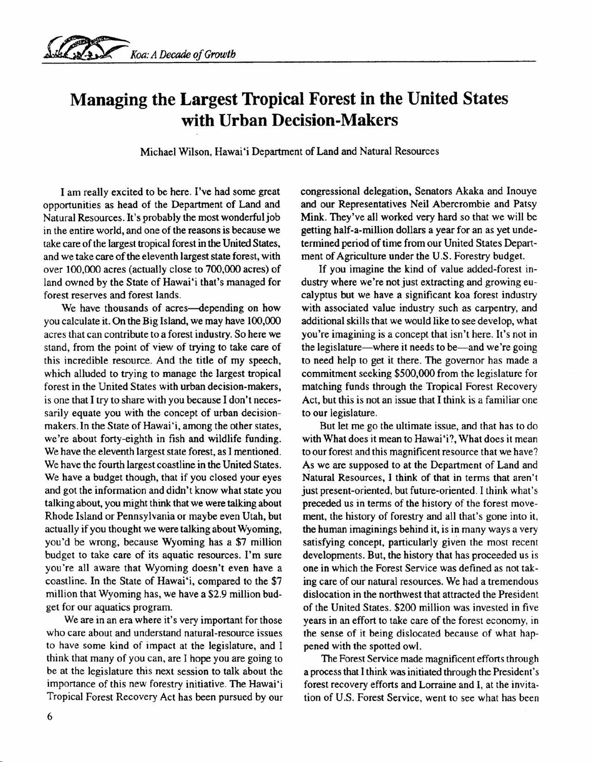# Managing the Largest Tropical Forest in the United States with Urban Decision-Makers

Michael Wilson, Hawai'i Department of Land and Natural Resources

I am really excited to be here. I've had some great opportunities as head of the Department of Land and Natural Resources. It's probably the most wonderful job in the entire world, and one of the reasons is because we take care of the largest tropical forest in the United States, and we take care of the eleventh largest state forest, with over 100,000 acres (actually close to 700,000 acres) of land owned by the State of Hawai'i that's managed for forest reserves and forest lands.

We have thousands of acres—depending on how you calculate it. On the Big Island, we may have 100,000 acres that can contribute to a forest industry. So here we stand, from the point of view of trying to take care of this incredible resource. And the title of my speech, which alluded to trying to manage the largest tropical forest in the United States with urban decision-makers, is one that I try to share with you because I don't necessarily equate you with the concept of urban decision-makers. In the State of Hawai'i, among the other states, we're about forty-eighth in fish and wildlife funding. We have the eleventh largest state forest, as I mentioned. We have the fourth largest coastline in the United States. We have a budget though, that if you closed your eyes and got the information and didn't know what state you talking about, you might think that we were talking about Rhode Island or Pennsylvania or maybe even Utah, but actually if you thought we were talking about Wyoming, you'd be wrong, because Wyoming has a $7 million budget to take care of its aquatic resources. I'm sure you're all aware that Wyoming doesn't even have a coastline. In the State of Hawai'i, compared to the $7 million that Wyoming has, we have a $2.9 million budget for our aquatics program.

We are in an era where it's very important for those who care about and understand natural-resource issues to have some kind of impact at the legislature, and I think that many of you can, are I hope you are going to be at the legislature this next session to talk about the importance of this new forestry initiative. The Hawai'i Tropical Forest Recovery Act has been pursued by our congressional delegation, Senators Akaka and Inouye and our Representatives Neil Abercrombie and Patsy Mink. They've all worked very hard so that we will be getting half-a-million dollars a year for an as yet undetermined period of time from our United States Department of Agriculture under the U.S. Forestry budget.

If you imagine the kind of value added-forest industry where we're not just extracting and growing eucalyptus but we have a significant koa forest industry with associated value industry such as carpentry, and additional skills that we would like to see develop, what you're imagining is a concept that isn't here. It's not in the legislature—where it needs to be—and we're going to need help to get it there. The governor has made a commitment seeking $500,000 from the legislature for matching funds through the Tropical Forest Recovery Act, but this is not an issue that I think is a familiar one to our legislature.

But let me go the ultimate issue, and that has to do with What does it mean to Hawai'i?, What does it mean to our forest and this magnificent resource that we have? As we are supposed to at the Department of Land and Natural Resources, I think of that in terms that aren't just present-oriented, but future-oriented. I think what's preceded us in terms of the history of the forest movement, the history of forestry and all that's gone into it, the human imaginings behind it, is in many ways a very satisfying concept, particularly given the most recent developments. But, the history that has proceeded us is one in which the Forest Service was defined as not taking care of our natural resources. We had a tremendous dislocation in the northwest that attracted the President of the United States. $200 million was invested in five years in an effort to take care of the forest economy, in the sense of it being dislocated because of what happened with the spotted owl.

The Forest Service made magnificent efforts through a process that I think was initiated through the President's forest recovery efforts and Lorraine and I, at the invitation of U.S. Forest Service, went to see what has been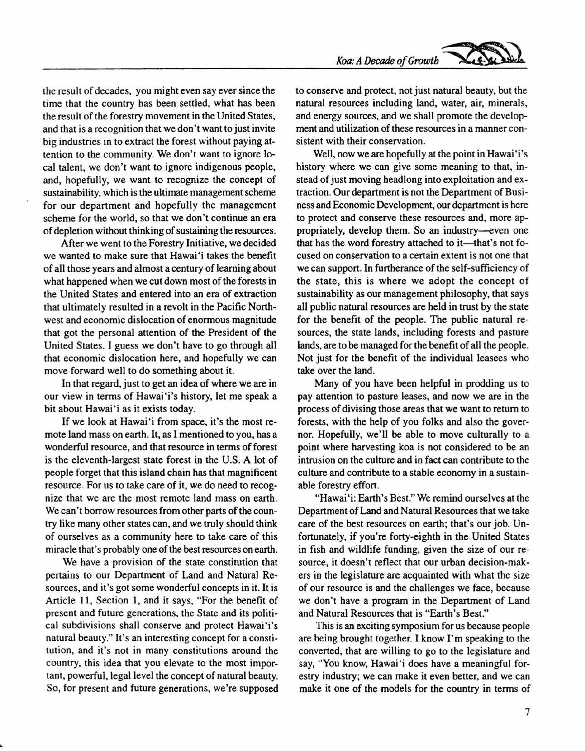the result of decades, you might even say ever since the time that the country has been settled, what has been the result of the forestry movement in the United States, and that is a recognition that we don't want to just invite big industries in to extract the forest without paying attention to the community. We don't want to ignore local talent, we don't want to ignore indigenous people, and, hopefully, we want to recognize the concept of sustainability, which is the ultimate management scheme for our department and hopefully the management scheme for the world, so that we don't continue an era of depletion without thinking of sustaining the resources.

After we went to the Forestry Initiative, we decided we wanted to make sure that Hawai'i takes the benefit of all those years and almost a century of learning about what happened when we cut down most of the forests in the United States and entered into an era of extraction that ultimately resulted in a revolt in the Pacific Northwest and economic dislocation of enormous magnitude that got the personal attention of the President of the United States. I guess we don't have to go through all that economic dislocation here, and hopefully we can move forward well to do something about it.

In that regard, just to get an idea of where we are in our view in terms of Hawai'i's history, let me speak a bit about Hawai'i as it exists today.

If we look at Hawai'i from space, it's the most remote land mass on earth. It, as I mentioned to you, has a wonderful resource, and that resource in terms of forest is the eleventh-largest state forest in the U.S. A lot of people forget that this island chain has that magnificent resource. For us to take care of it, we do need to recognize that we are the most remote land mass on earth. We can't borrow resources from other parts of the country like many other states can, and we truly should think of ourselves as a community here to take care of this miracle that's probably one of the best resources on earth.

We have a provision of the state constitution that pertains to our Department of Land and Natural Resources, and it's got some wonderful concepts in it. It is Article 11, Section 1, and it says, "For the benefit of present and future generations, the State and its political subdivisions shall conserve and protect Hawai'i's natural beauty." It's an interesting concept for a constitution, and it's not in many constitutions around the country, this idea that you elevate to the most important, powerful, legal level the concept of natural beauty. So, for present and future generations, we're supposed to conserve and protect, not just natural beauty, but the natural resources including land, water, air, minerals, and energy sources, and we shall promote the development and utilization of these resources in a manner consistent with their conservation.

Well, now we are hopefully at the point in Hawai'i's history where we can give some meaning to that, instead of just moving headlong into exploitation and extraction. Our department is not the Department of Business and Economic Development, our department is here to protect and conserve these resources and, more appropriately, develop them. So an industry—even one that has the word forestry attached to it—that's not focused on conservation to a certain extent is not one that we can support. In furtherance of the self-sufficiency of the state, this is where we adopt the concept of sustainability as our management philosophy, that says all public natural resources are held in trust by the state for the benefit of the people. The public natural resources, the state lands, including forests and pasture lands, are to be managed for the benefit of all the people. Not just for the benefit of the individual leasees who take over the land.

Many of you have been helpful in prodding us to pay attention to pasture leases, and now we are in the process of divising those areas that we want to return to forests, with the help of you folks and also the governor. Hopefully, we'll be able to move culturally to a point where harvesting koa is not considered to be an intrusion on the culture and in fact can contribute to the culture and contribute to a stable economy in a sustainable forestry effort.

"Hawai'i: Earth's Best." We remind ourselves at the Department of Land and Natural Resources that we take care of the best resources on earth; that's our job. Unfortunately, if you're forty-eighth in the United States in fish and wildlife funding, given the size of our resource, it doesn't reflect that our urban decision-makers in the legislature are acquainted with what the size of our resource is and the challenges we face, because we don't have a program in the Department of Land and Natural Resources that is "Earth's Best."

This is an exciting symposium for us because people are being brought together. I know I'm speaking to the converted, that are willing to go to the legislature and say, "You know, Hawai'i does have a meaningful forestry industry; we can make it even better, and we can make it one of the models for the country in terms of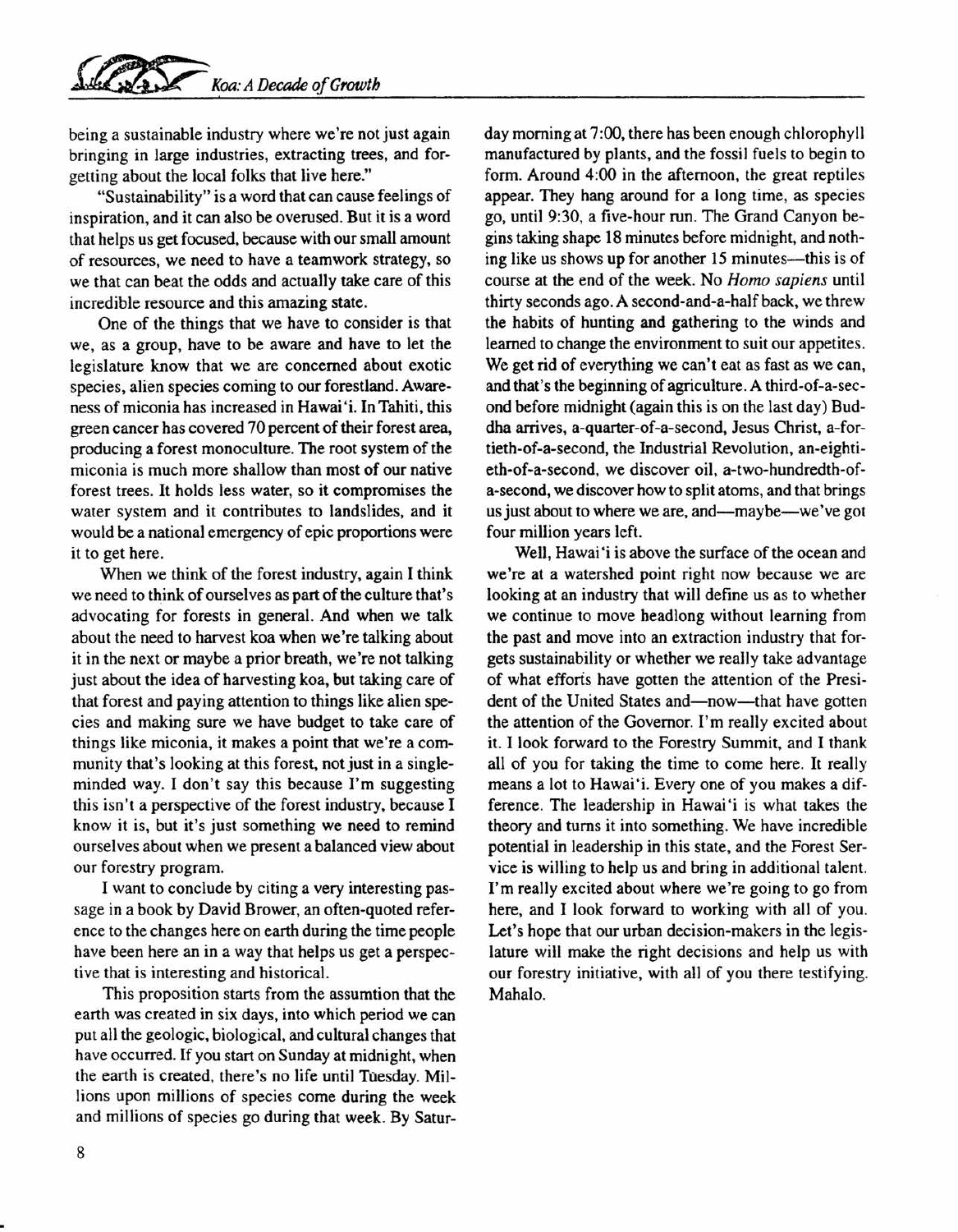being a sustainable industry where we're not just again bringing in large industries, extracting trees, and forgetting about the local folks that live here."

"Sustainability" is a word that can cause feelings of inspiration, and it can also be overused. But it is a word that helps us get focused, because with our small amount of resources, we need to have a teamwork strategy, so we that can beat the odds and actually take care of this incredible resource and this amazing state.

One of the things that we have to consider is that we, as a group, have to be aware and have to let the legislature know that we are concerned about exotic species, alien species coming to our forestland. Awareness of miconia has increased in Hawai'i. In Tahiti, this green cancer has covered 70 percent of their forest area, producing a forest monoculture. The root system of the miconia is much more shallow than most of our native forest trees. It holds less water, so it compromises the water system and it contributes to landslides, and it would be a national emergency of epic proportions were it to get here.

When we think of the forest industry, again I think we need to think of ourselves as part of the culture that's advocating for forests in general. And when we talk about the need to harvest koa when we're talking about it in the next or maybe a prior breath, we're not talking just about the idea of harvesting koa, but taking care of that forest and paying attention to things like alien species and making sure we have budget to take care of things like miconia, it makes a point that we're a community that's looking at this forest, not just in a single-minded way. I don't say this because I'm suggesting this isn't a perspective of the forest industry, because I know it is, but it's just something we need to remind ourselves about when we present a balanced view about our forestry program.

I want to conclude by citing a very interesting passage in a book by David Brower, an often-quoted reference to the changes here on earth during the time people have been here an in a way that helps us get a perspective that is interesting and historical.

This proposition starts from the assumtion that the earth was created in six days, into which period we can put all the geologic, biological, and cultural changes that have occurred. If you start on Sunday at midnight, when the earth is created, there's no life until Tuesday. Millions upon millions of species come during the week and millions of species go during that week. By Saturday morning at 7:00, there has been enough chlorophyll manufactured by plants, and the fossil fuels to begin to form. Around 4:00 in the afternoon, the great reptiles appear. They hang around for a long time, as species go, until 9:30, a five-hour run. The Grand Canyon begins taking shape 18 minutes before midnight, and nothing like us shows up for another 15 minutes—this is of course at the end of the week. No *Homo sapiens* until thirty seconds ago. A second-and-a-half back, we threw the habits of hunting and gathering to the winds and learned to change the environment to suit our appetites. We get rid of everything we can't eat as fast as we can, and that's the beginning of agriculture. A third-of-a-second before midnight (again this is on the last day) Buddha arrives, a-quarter-of-a-second, Jesus Christ, a-fortieth-of-a-second, the Industrial Revolution, an-eightieth-of-a-second, we discover oil, a-two-hundredth-of-a-second, we discover how to split atoms, and that brings us just about to where we are, and—maybe—we've got four million years left.

Well, Hawai'i is above the surface of the ocean and we're at a watershed point right now because we are looking at an industry that will define us as to whether we continue to move headlong without learning from the past and move into an extraction industry that forgets sustainability or whether we really take advantage of what efforts have gotten the attention of the President of the United States and—now—that have gotten the attention of the Governor. I'm really excited about it. I look forward to the Forestry Summit, and I thank all of you for taking the time to come here. It really means a lot to Hawai'i. Every one of you makes a difference. The leadership in Hawai'i is what takes the theory and turns it into something. We have incredible potential in leadership in this state, and the Forest Service is willing to help us and bring in additional talent. I'm really excited about where we're going to go from here, and I look forward to working with all of you. Let's hope that our urban decision-makers in the legislature will make the right decisions and help us with our forestry initiative, with all of you there testifying. Mahalo.